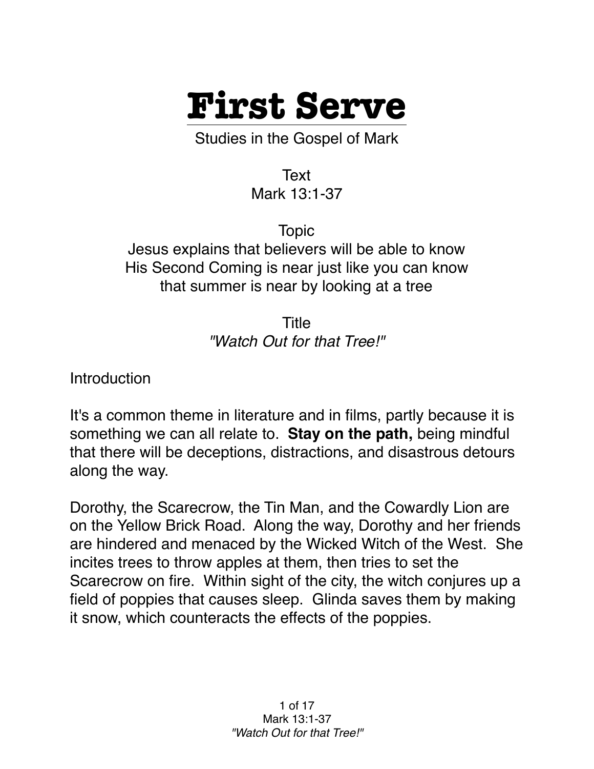# First Serve

Studies in the Gospel of Mark

Text
Mark 13:1-37

Topic
Jesus explains that believers will be able to know His Second Coming is near just like you can know that summer is near by looking at a tree

Title
*"Watch Out for that Tree!"*

Introduction

It's a common theme in literature and in films, partly because it is something we can all relate to. **Stay on the path,** being mindful that there will be deceptions, distractions, and disastrous detours along the way.

Dorothy, the Scarecrow, the Tin Man, and the Cowardly Lion are on the Yellow Brick Road. Along the way, Dorothy and her friends are hindered and menaced by the Wicked Witch of the West. She incites trees to throw apples at them, then tries to set the Scarecrow on fire. Within sight of the city, the witch conjures up a field of poppies that causes sleep. Glinda saves them by making it snow, which counteracts the effects of the poppies.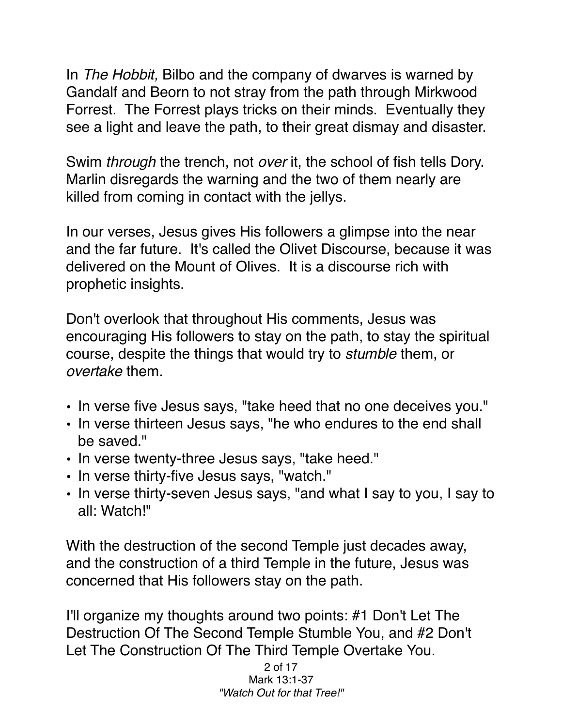In *The Hobbit,* Bilbo and the company of dwarves is warned by Gandalf and Beorn to not stray from the path through Mirkwood Forrest. The Forrest plays tricks on their minds. Eventually they see a light and leave the path, to their great dismay and disaster.

Swim *through* the trench, not *over* it, the school of fish tells Dory. Marlin disregards the warning and the two of them nearly are killed from coming in contact with the jellys.

In our verses, Jesus gives His followers a glimpse into the near and the far future. It's called the Olivet Discourse, because it was delivered on the Mount of Olives. It is a discourse rich with prophetic insights.

Don't overlook that throughout His comments, Jesus was encouraging His followers to stay on the path, to stay the spiritual course, despite the things that would try to *stumble* them, or *overtake* them.

- In verse five Jesus says, "take heed that no one deceives you."
- In verse thirteen Jesus says, "he who endures to the end shall be saved."
- In verse twenty-three Jesus says, "take heed."
- In verse thirty-five Jesus says, "watch."
- In verse thirty-seven Jesus says, "and what I say to you, I say to all: Watch!"

With the destruction of the second Temple just decades away, and the construction of a third Temple in the future, Jesus was concerned that His followers stay on the path.

I'll organize my thoughts around two points: #1 Don't Let The Destruction Of The Second Temple Stumble You, and #2 Don't Let The Construction Of The Third Temple Overtake You.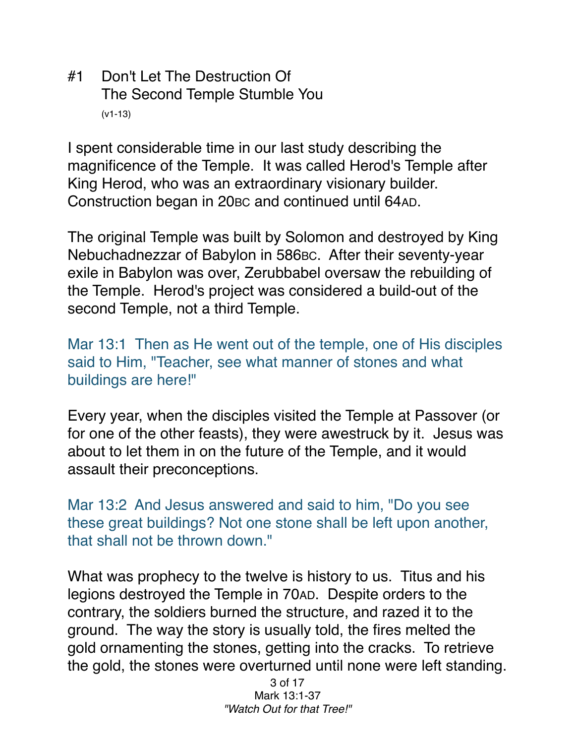## #1 Don't Let The Destruction Of The Second Temple Stumble You

(v1-13)

I spent considerable time in our last study describing the magnificence of the Temple. It was called Herod's Temple after King Herod, who was an extraordinary visionary builder. Construction began in 20BC and continued until 64AD.

The original Temple was built by Solomon and destroyed by King Nebuchadnezzar of Babylon in 586BC. After their seventy-year exile in Babylon was over, Zerubbabel oversaw the rebuilding of the Temple. Herod's project was considered a build-out of the second Temple, not a third Temple.

Mar 13:1 Then as He went out of the temple, one of His disciples said to Him, "Teacher, see what manner of stones and what buildings are here!"

Every year, when the disciples visited the Temple at Passover (or for one of the other feasts), they were awestruck by it. Jesus was about to let them in on the future of the Temple, and it would assault their preconceptions.

Mar 13:2 And Jesus answered and said to him, "Do you see these great buildings? Not one stone shall be left upon another, that shall not be thrown down."

What was prophecy to the twelve is history to us. Titus and his legions destroyed the Temple in 70AD. Despite orders to the contrary, the soldiers burned the structure, and razed it to the ground. The way the story is usually told, the fires melted the gold ornamenting the stones, getting into the cracks. To retrieve the gold, the stones were overturned until none were left standing.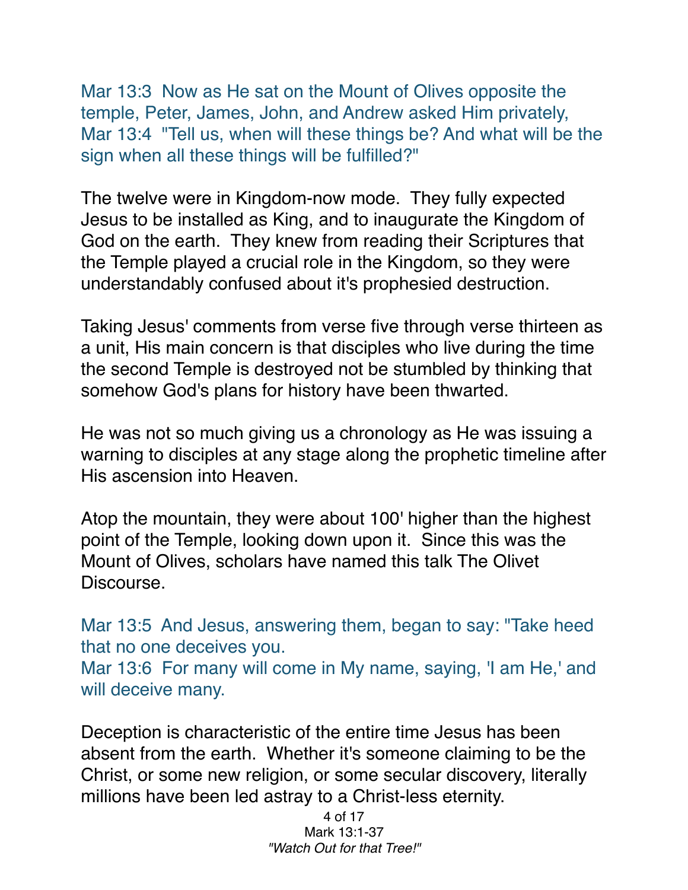Mar 13:3  Now as He sat on the Mount of Olives opposite the temple, Peter, James, John, and Andrew asked Him privately,
Mar 13:4  "Tell us, when will these things be? And what will be the sign when all these things will be fulfilled?"

The twelve were in Kingdom-now mode. They fully expected Jesus to be installed as King, and to inaugurate the Kingdom of God on the earth. They knew from reading their Scriptures that the Temple played a crucial role in the Kingdom, so they were understandably confused about it's prophesied destruction.

Taking Jesus' comments from verse five through verse thirteen as a unit, His main concern is that disciples who live during the time the second Temple is destroyed not be stumbled by thinking that somehow God's plans for history have been thwarted.

He was not so much giving us a chronology as He was issuing a warning to disciples at any stage along the prophetic timeline after His ascension into Heaven.

Atop the mountain, they were about 100' higher than the highest point of the Temple, looking down upon it. Since this was the Mount of Olives, scholars have named this talk The Olivet Discourse.

Mar 13:5  And Jesus, answering them, began to say: "Take heed that no one deceives you.
Mar 13:6  For many will come in My name, saying, 'I am He,' and will deceive many.

Deception is characteristic of the entire time Jesus has been absent from the earth. Whether it's someone claiming to be the Christ, or some new religion, or some secular discovery, literally millions have been led astray to a Christ-less eternity.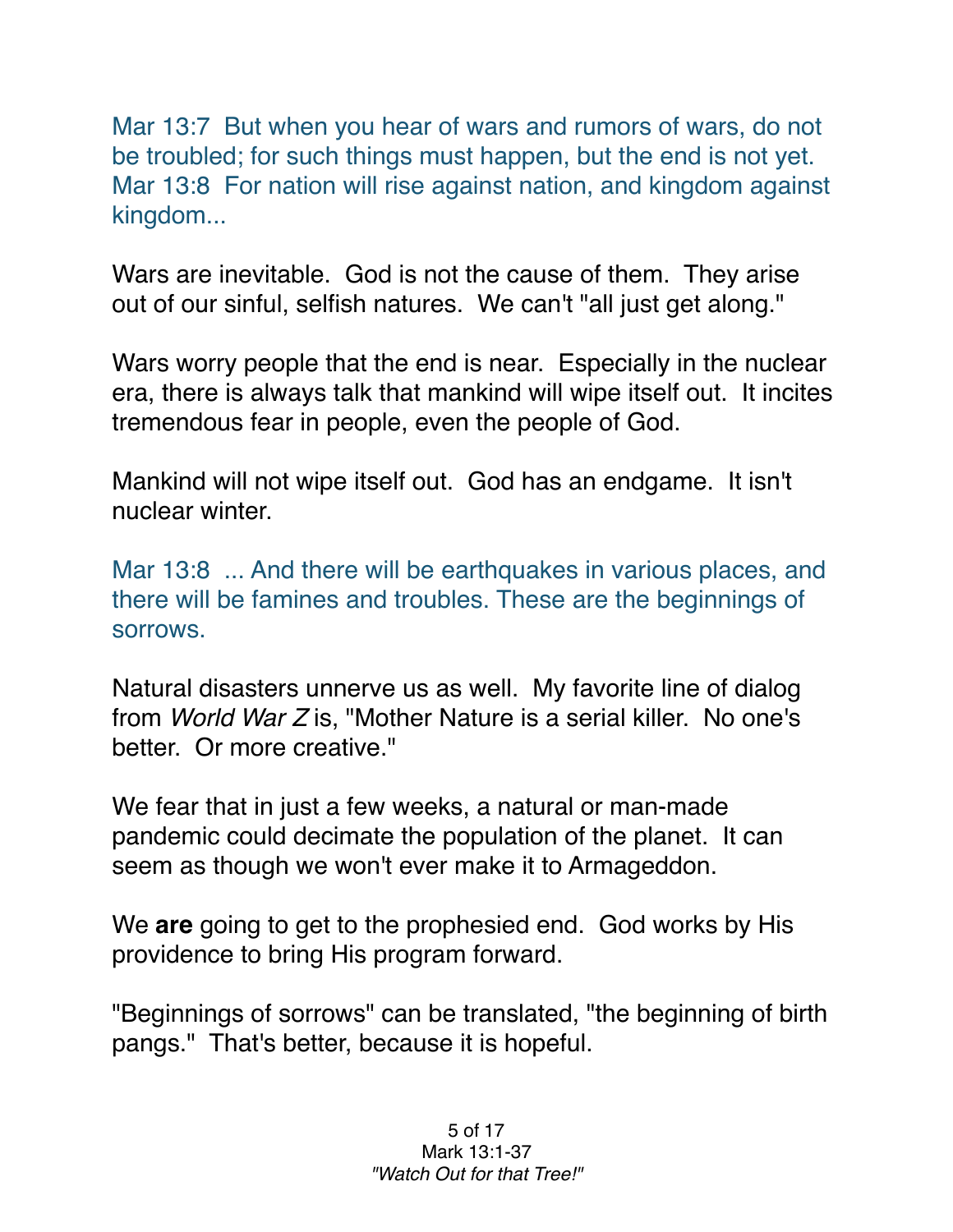Mar 13:7  But when you hear of wars and rumors of wars, do not be troubled; for such things must happen, but the end is not yet. Mar 13:8  For nation will rise against nation, and kingdom against kingdom...

Wars are inevitable.  God is not the cause of them.  They arise out of our sinful, selfish natures.  We can't "all just get along."

Wars worry people that the end is near.  Especially in the nuclear era, there is always talk that mankind will wipe itself out.  It incites tremendous fear in people, even the people of God.

Mankind will not wipe itself out.  God has an endgame.  It isn't nuclear winter.

Mar 13:8  ... And there will be earthquakes in various places, and there will be famines and troubles. These are the beginnings of sorrows.

Natural disasters unnerve us as well.  My favorite line of dialog from *World War Z* is, "Mother Nature is a serial killer.  No one's better.  Or more creative."

We fear that in just a few weeks, a natural or man-made pandemic could decimate the population of the planet.  It can seem as though we won't ever make it to Armageddon.

We **are** going to get to the prophesied end.  God works by His providence to bring His program forward.

"Beginnings of sorrows" can be translated, "the beginning of birth pangs."  That's better, because it is hopeful.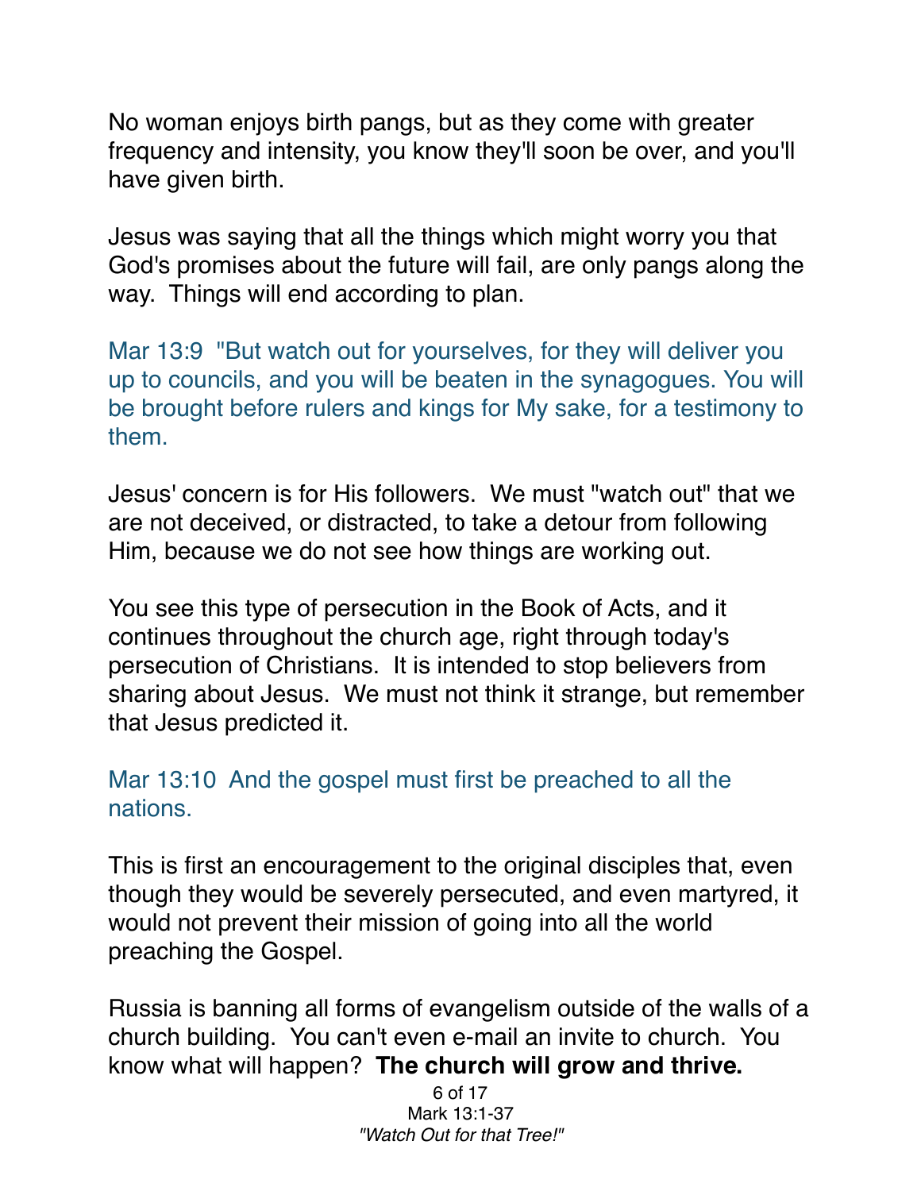No woman enjoys birth pangs, but as they come with greater frequency and intensity, you know they'll soon be over, and you'll have given birth.

Jesus was saying that all the things which might worry you that God's promises about the future will fail, are only pangs along the way. Things will end according to plan.

Mar 13:9 "But watch out for yourselves, for they will deliver you up to councils, and you will be beaten in the synagogues. You will be brought before rulers and kings for My sake, for a testimony to them.

Jesus' concern is for His followers. We must "watch out" that we are not deceived, or distracted, to take a detour from following Him, because we do not see how things are working out.

You see this type of persecution in the Book of Acts, and it continues throughout the church age, right through today's persecution of Christians. It is intended to stop believers from sharing about Jesus. We must not think it strange, but remember that Jesus predicted it.

Mar 13:10 And the gospel must first be preached to all the nations.

This is first an encouragement to the original disciples that, even though they would be severely persecuted, and even martyred, it would not prevent their mission of going into all the world preaching the Gospel.

Russia is banning all forms of evangelism outside of the walls of a church building. You can't even e-mail an invite to church. You know what will happen? **The church will grow and thrive.**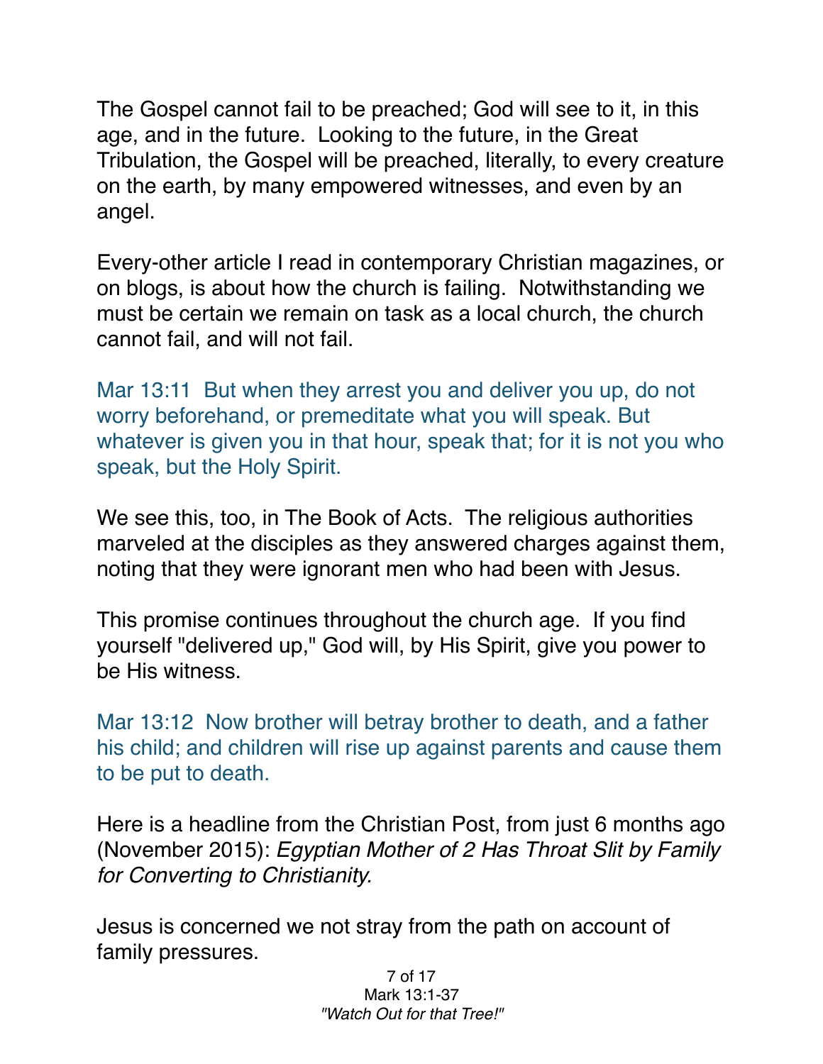The Gospel cannot fail to be preached; God will see to it, in this age, and in the future. Looking to the future, in the Great Tribulation, the Gospel will be preached, literally, to every creature on the earth, by many empowered witnesses, and even by an angel.

Every-other article I read in contemporary Christian magazines, or on blogs, is about how the church is failing. Notwithstanding we must be certain we remain on task as a local church, the church cannot fail, and will not fail.

Mar 13:11 But when they arrest you and deliver you up, do not worry beforehand, or premeditate what you will speak. But whatever is given you in that hour, speak that; for it is not you who speak, but the Holy Spirit.

We see this, too, in The Book of Acts. The religious authorities marveled at the disciples as they answered charges against them, noting that they were ignorant men who had been with Jesus.

This promise continues throughout the church age. If you find yourself "delivered up," God will, by His Spirit, give you power to be His witness.

Mar 13:12 Now brother will betray brother to death, and a father his child; and children will rise up against parents and cause them to be put to death.

Here is a headline from the Christian Post, from just 6 months ago (November 2015): *Egyptian Mother of 2 Has Throat Slit by Family for Converting to Christianity.*

Jesus is concerned we not stray from the path on account of family pressures.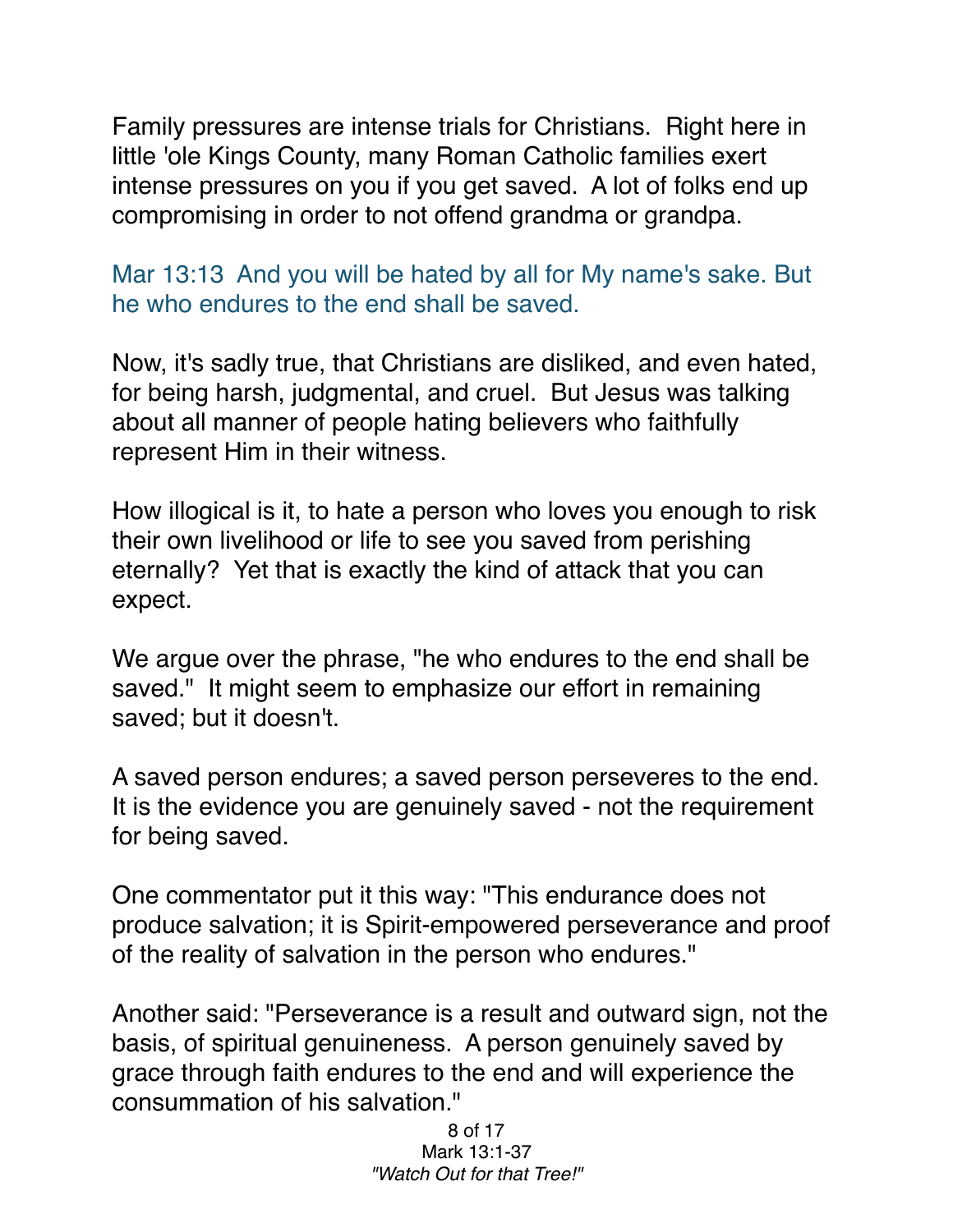Family pressures are intense trials for Christians. Right here in little 'ole Kings County, many Roman Catholic families exert intense pressures on you if you get saved. A lot of folks end up compromising in order to not offend grandma or grandpa.

Mar 13:13 And you will be hated by all for My name's sake. But he who endures to the end shall be saved.

Now, it's sadly true, that Christians are disliked, and even hated, for being harsh, judgmental, and cruel. But Jesus was talking about all manner of people hating believers who faithfully represent Him in their witness.

How illogical is it, to hate a person who loves you enough to risk their own livelihood or life to see you saved from perishing eternally? Yet that is exactly the kind of attack that you can expect.

We argue over the phrase, "he who endures to the end shall be saved." It might seem to emphasize our effort in remaining saved; but it doesn't.

A saved person endures; a saved person perseveres to the end. It is the evidence you are genuinely saved - not the requirement for being saved.

One commentator put it this way: "This endurance does not produce salvation; it is Spirit-empowered perseverance and proof of the reality of salvation in the person who endures."

Another said: "Perseverance is a result and outward sign, not the basis, of spiritual genuineness. A person genuinely saved by grace through faith endures to the end and will experience the consummation of his salvation."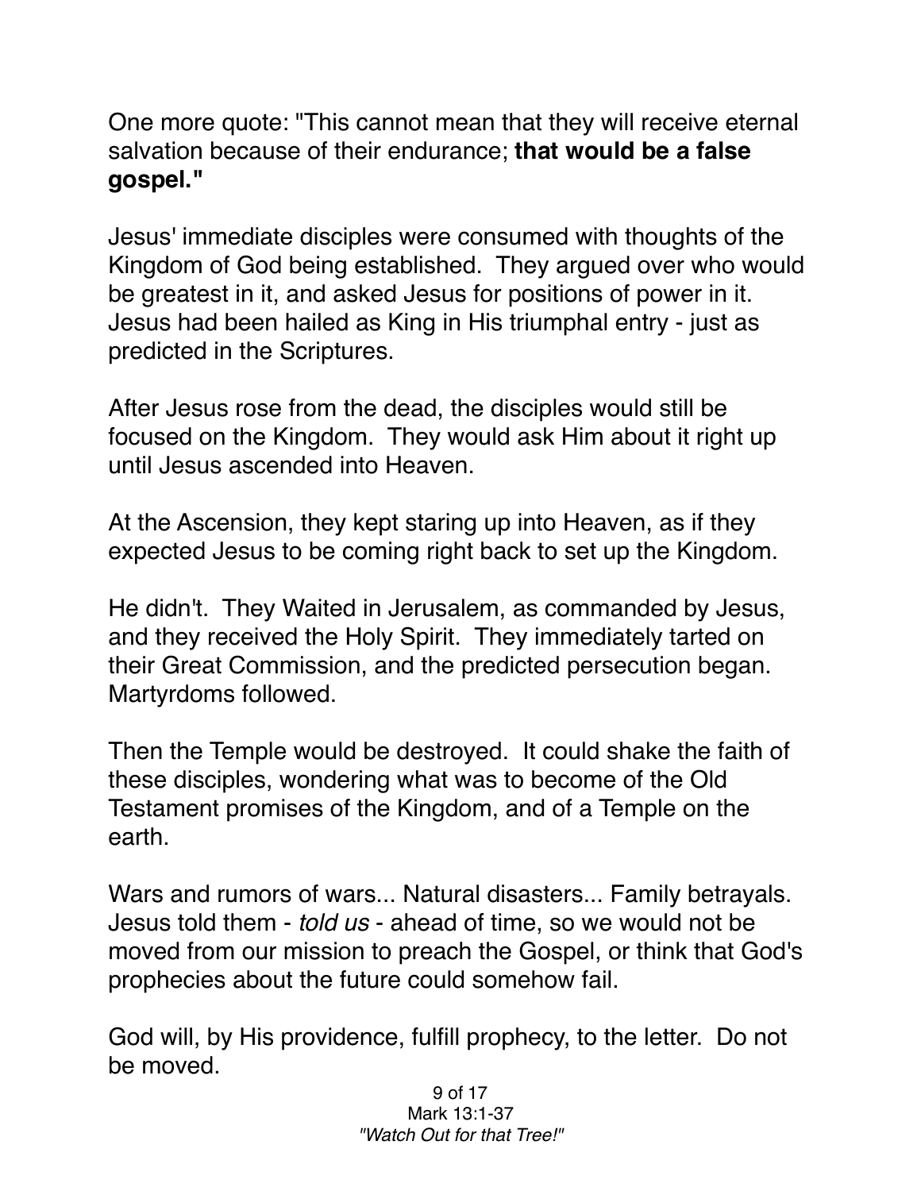One more quote: "This cannot mean that they will receive eternal salvation because of their endurance; **that would be a false gospel."**

Jesus' immediate disciples were consumed with thoughts of the Kingdom of God being established. They argued over who would be greatest in it, and asked Jesus for positions of power in it. Jesus had been hailed as King in His triumphal entry - just as predicted in the Scriptures.

After Jesus rose from the dead, the disciples would still be focused on the Kingdom. They would ask Him about it right up until Jesus ascended into Heaven.

At the Ascension, they kept staring up into Heaven, as if they expected Jesus to be coming right back to set up the Kingdom.

He didn't. They Waited in Jerusalem, as commanded by Jesus, and they received the Holy Spirit. They immediately tarted on their Great Commission, and the predicted persecution began. Martyrdoms followed.

Then the Temple would be destroyed. It could shake the faith of these disciples, wondering what was to become of the Old Testament promises of the Kingdom, and of a Temple on the earth.

Wars and rumors of wars... Natural disasters... Family betrayals. Jesus told them - *told us* - ahead of time, so we would not be moved from our mission to preach the Gospel, or think that God's prophecies about the future could somehow fail.

God will, by His providence, fulfill prophecy, to the letter. Do not be moved.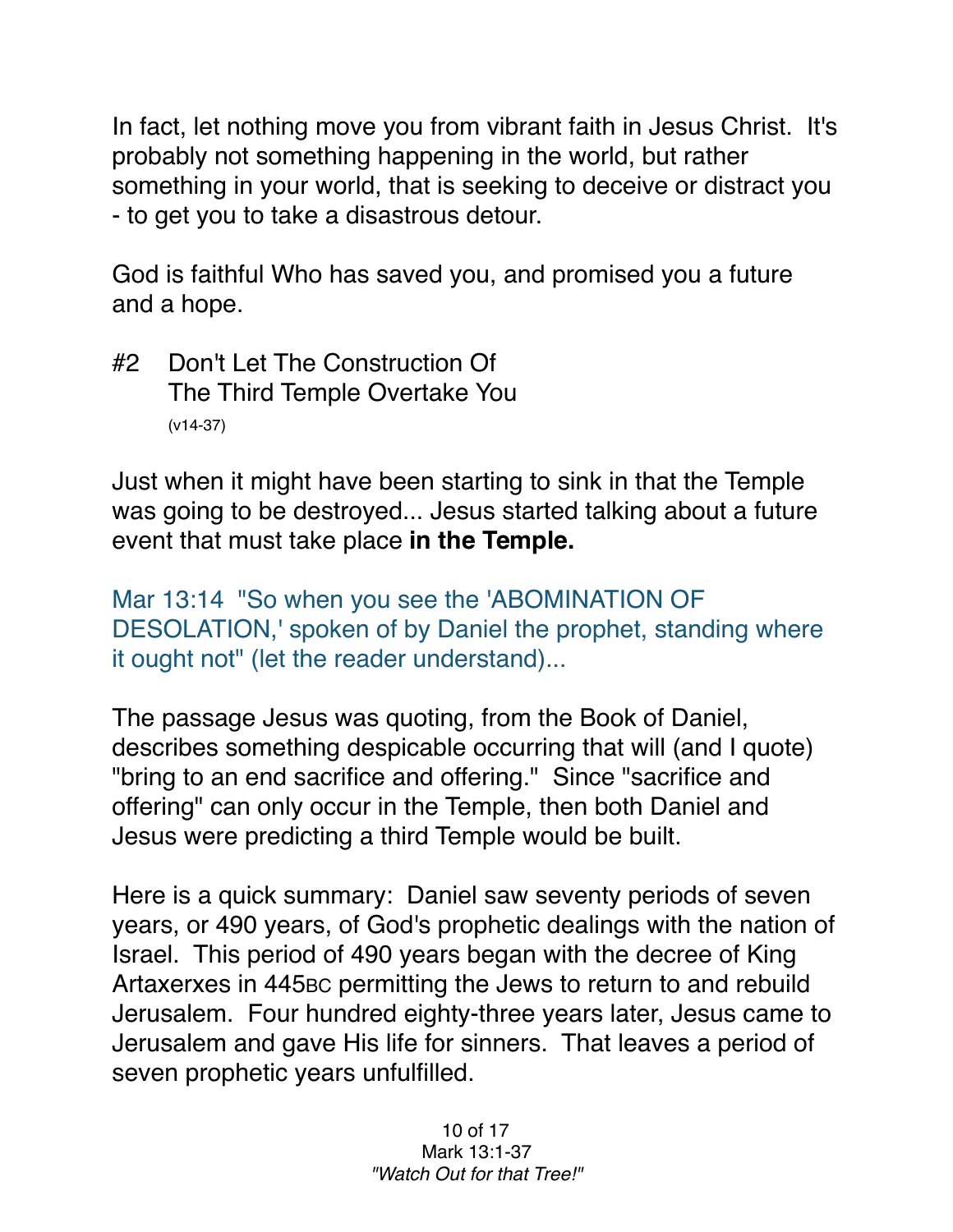In fact, let nothing move you from vibrant faith in Jesus Christ. It's probably not something happening in the world, but rather something in your world, that is seeking to deceive or distract you - to get you to take a disastrous detour.

God is faithful Who has saved you, and promised you a future and a hope.

## #2 Don't Let The Construction Of The Third Temple Overtake You

(v14-37)

Just when it might have been starting to sink in that the Temple was going to be destroyed... Jesus started talking about a future event that must take place **in the Temple.**

Mar 13:14 "So when you see the 'ABOMINATION OF DESOLATION,' spoken of by Daniel the prophet, standing where it ought not" (let the reader understand)...

The passage Jesus was quoting, from the Book of Daniel, describes something despicable occurring that will (and I quote) "bring to an end sacrifice and offering." Since "sacrifice and offering" can only occur in the Temple, then both Daniel and Jesus were predicting a third Temple would be built.

Here is a quick summary: Daniel saw seventy periods of seven years, or 490 years, of God's prophetic dealings with the nation of Israel. This period of 490 years began with the decree of King Artaxerxes in 445BC permitting the Jews to return to and rebuild Jerusalem. Four hundred eighty-three years later, Jesus came to Jerusalem and gave His life for sinners. That leaves a period of seven prophetic years unfulfilled.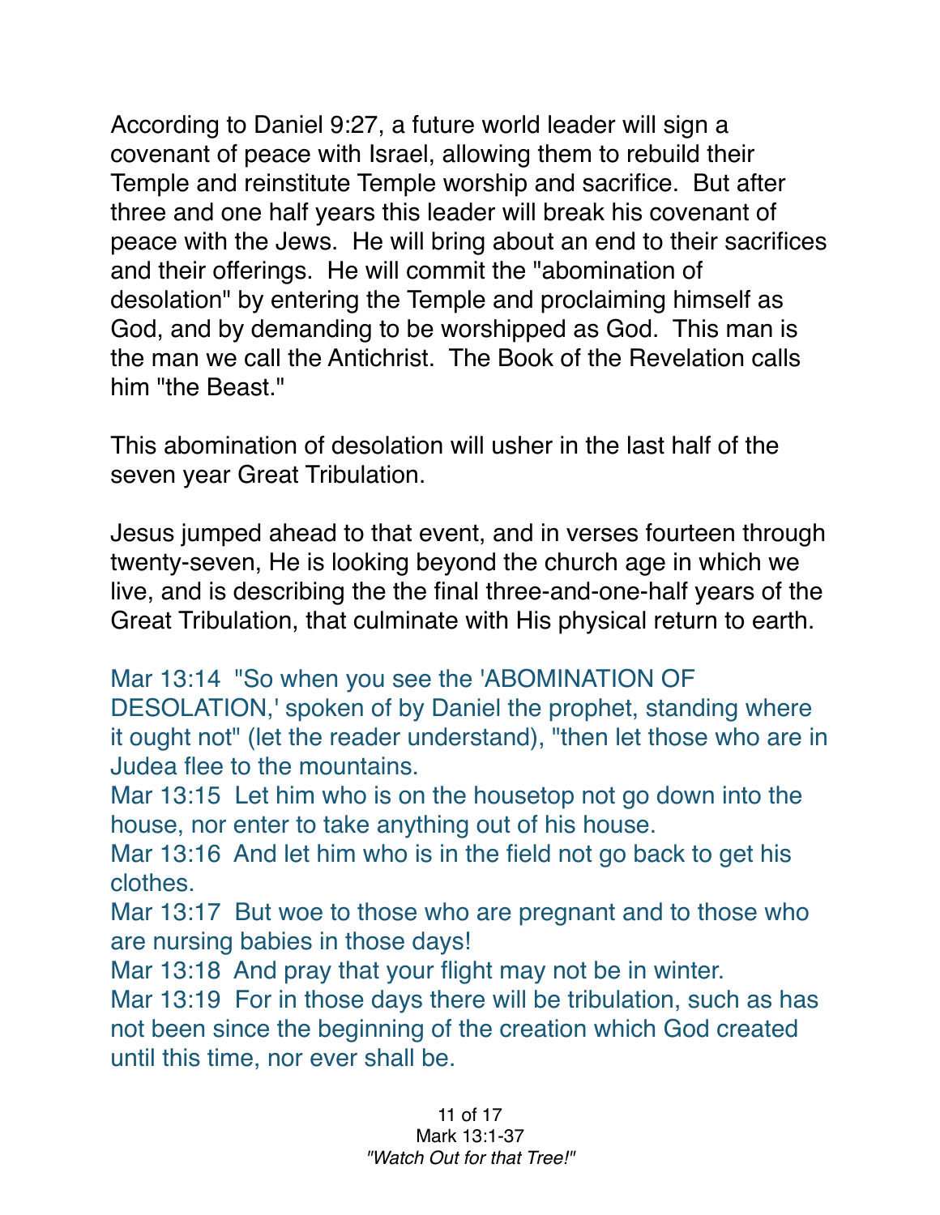According to Daniel 9:27, a future world leader will sign a covenant of peace with Israel, allowing them to rebuild their Temple and reinstitute Temple worship and sacrifice. But after three and one half years this leader will break his covenant of peace with the Jews. He will bring about an end to their sacrifices and their offerings. He will commit the "abomination of desolation" by entering the Temple and proclaiming himself as God, and by demanding to be worshipped as God. This man is the man we call the Antichrist. The Book of the Revelation calls him "the Beast."

This abomination of desolation will usher in the last half of the seven year Great Tribulation.

Jesus jumped ahead to that event, and in verses fourteen through twenty-seven, He is looking beyond the church age in which we live, and is describing the the final three-and-one-half years of the Great Tribulation, that culminate with His physical return to earth.

Mar 13:14 "So when you see the 'ABOMINATION OF DESOLATION,' spoken of by Daniel the prophet, standing where it ought not" (let the reader understand), "then let those who are in Judea flee to the mountains.
Mar 13:15 Let him who is on the housetop not go down into the house, nor enter to take anything out of his house.
Mar 13:16 And let him who is in the field not go back to get his clothes.
Mar 13:17 But woe to those who are pregnant and to those who are nursing babies in those days!
Mar 13:18 And pray that your flight may not be in winter.
Mar 13:19 For in those days there will be tribulation, such as has not been since the beginning of the creation which God created until this time, nor ever shall be.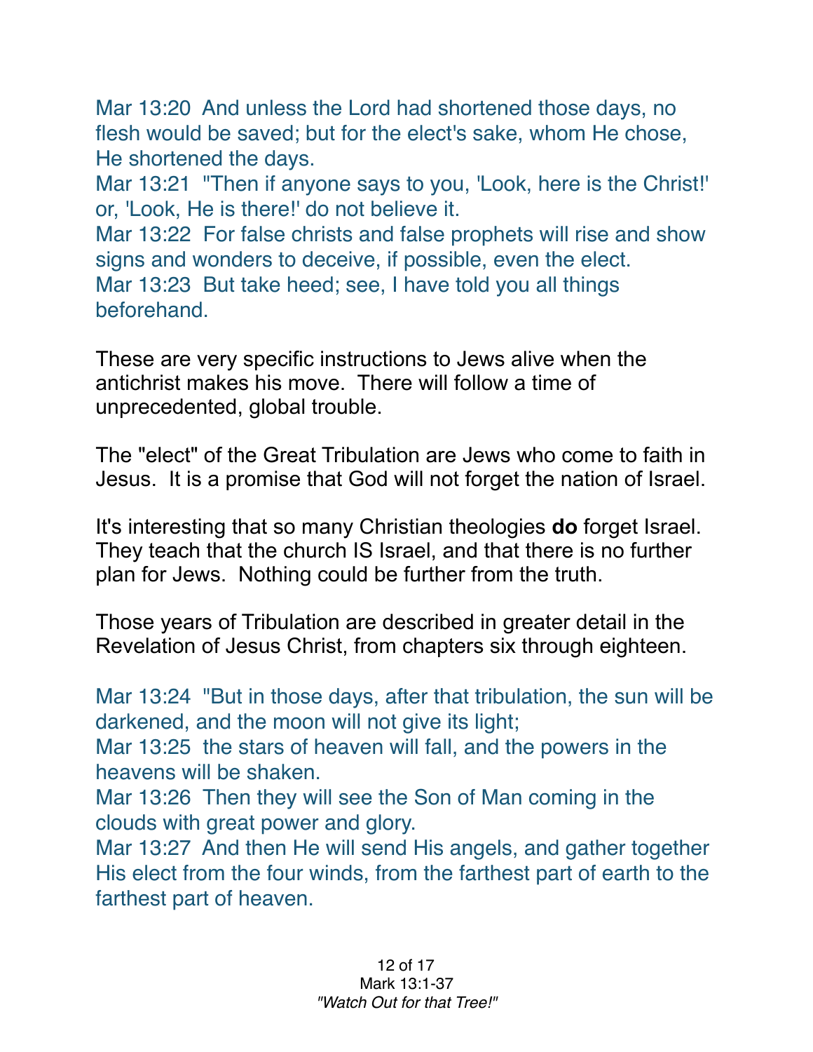Mar 13:20  And unless the Lord had shortened those days, no flesh would be saved; but for the elect's sake, whom He chose, He shortened the days.
Mar 13:21  "Then if anyone says to you, 'Look, here is the Christ!' or, 'Look, He is there!' do not believe it.
Mar 13:22  For false christs and false prophets will rise and show signs and wonders to deceive, if possible, even the elect.
Mar 13:23  But take heed; see, I have told you all things beforehand.

These are very specific instructions to Jews alive when the antichrist makes his move.  There will follow a time of unprecedented, global trouble.

The "elect" of the Great Tribulation are Jews who come to faith in Jesus.  It is a promise that God will not forget the nation of Israel.

It's interesting that so many Christian theologies **do** forget Israel. They teach that the church IS Israel, and that there is no further plan for Jews.  Nothing could be further from the truth.

Those years of Tribulation are described in greater detail in the Revelation of Jesus Christ, from chapters six through eighteen.

Mar 13:24  "But in those days, after that tribulation, the sun will be darkened, and the moon will not give its light;
Mar 13:25  the stars of heaven will fall, and the powers in the heavens will be shaken.
Mar 13:26  Then they will see the Son of Man coming in the clouds with great power and glory.
Mar 13:27  And then He will send His angels, and gather together His elect from the four winds, from the farthest part of earth to the farthest part of heaven.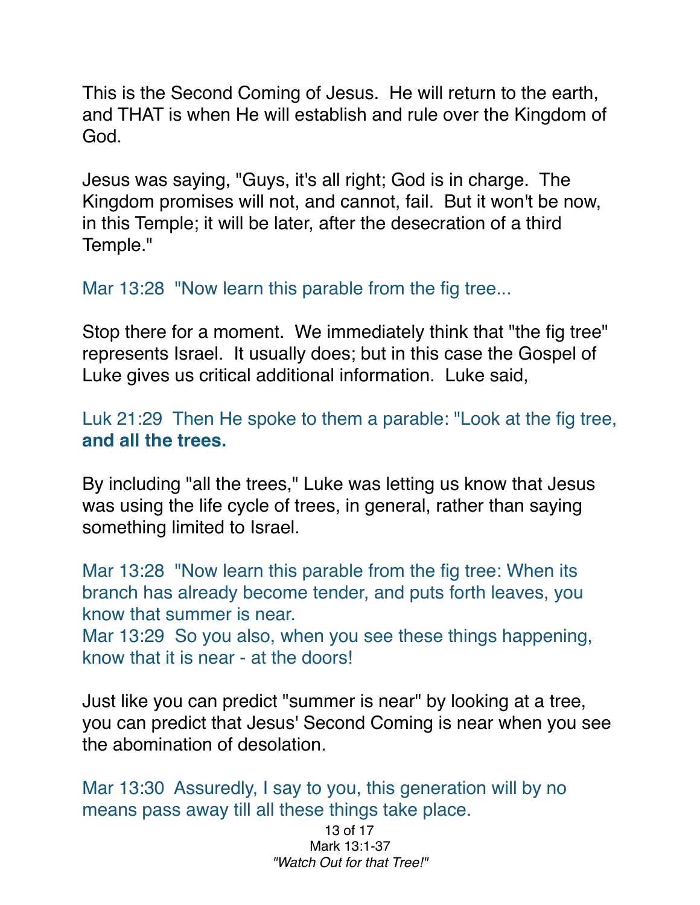This is the Second Coming of Jesus. He will return to the earth, and THAT is when He will establish and rule over the Kingdom of God.

Jesus was saying, "Guys, it's all right; God is in charge. The Kingdom promises will not, and cannot, fail. But it won't be now, in this Temple; it will be later, after the desecration of a third Temple."

Mar 13:28 "Now learn this parable from the fig tree...

Stop there for a moment. We immediately think that "the fig tree" represents Israel. It usually does; but in this case the Gospel of Luke gives us critical additional information. Luke said,

Luk 21:29 Then He spoke to them a parable: "Look at the fig tree, **and all the trees.**

By including "all the trees," Luke was letting us know that Jesus was using the life cycle of trees, in general, rather than saying something limited to Israel.

Mar 13:28 "Now learn this parable from the fig tree: When its branch has already become tender, and puts forth leaves, you know that summer is near.
Mar 13:29 So you also, when you see these things happening, know that it is near - at the doors!

Just like you can predict "summer is near" by looking at a tree, you can predict that Jesus' Second Coming is near when you see the abomination of desolation.

Mar 13:30 Assuredly, I say to you, this generation will by no means pass away till all these things take place.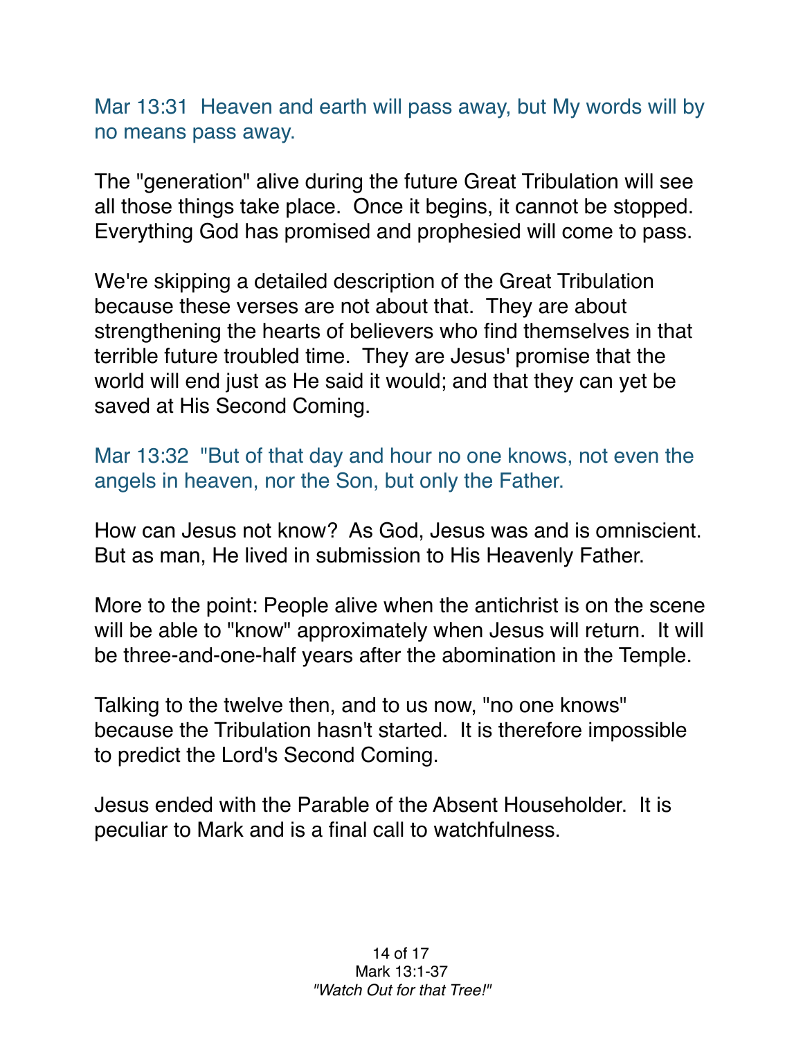Mar 13:31  Heaven and earth will pass away, but My words will by no means pass away.

The "generation" alive during the future Great Tribulation will see all those things take place.  Once it begins, it cannot be stopped. Everything God has promised and prophesied will come to pass.

We're skipping a detailed description of the Great Tribulation because these verses are not about that.  They are about strengthening the hearts of believers who find themselves in that terrible future troubled time.  They are Jesus' promise that the world will end just as He said it would; and that they can yet be saved at His Second Coming.

Mar 13:32  "But of that day and hour no one knows, not even the angels in heaven, nor the Son, but only the Father.

How can Jesus not know?  As God, Jesus was and is omniscient. But as man, He lived in submission to His Heavenly Father.

More to the point: People alive when the antichrist is on the scene will be able to "know" approximately when Jesus will return.  It will be three-and-one-half years after the abomination in the Temple.

Talking to the twelve then, and to us now, "no one knows" because the Tribulation hasn't started.  It is therefore impossible to predict the Lord's Second Coming.

Jesus ended with the Parable of the Absent Householder.  It is peculiar to Mark and is a final call to watchfulness.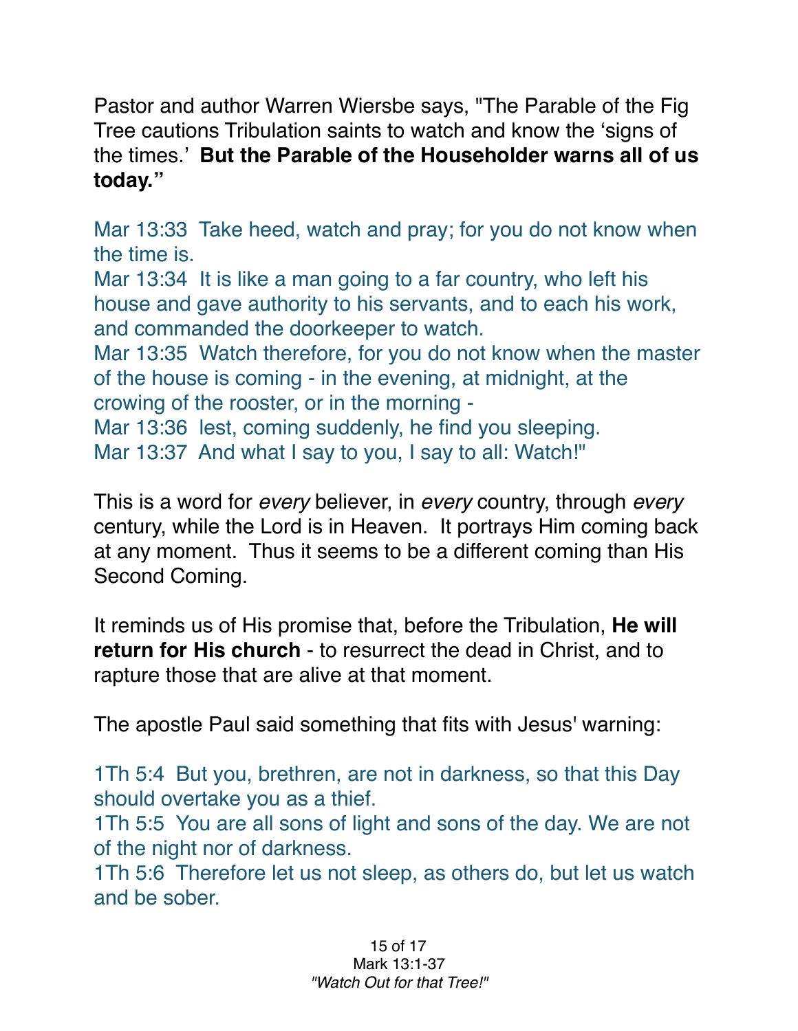Pastor and author Warren Wiersbe says, "The Parable of the Fig Tree cautions Tribulation saints to watch and know the 'signs of the times.' **But the Parable of the Householder warns all of us today."**

Mar 13:33 Take heed, watch and pray; for you do not know when the time is.
Mar 13:34 It is like a man going to a far country, who left his house and gave authority to his servants, and to each his work, and commanded the doorkeeper to watch.
Mar 13:35 Watch therefore, for you do not know when the master of the house is coming - in the evening, at midnight, at the crowing of the rooster, or in the morning -
Mar 13:36 lest, coming suddenly, he find you sleeping.
Mar 13:37 And what I say to you, I say to all: Watch!"

This is a word for *every* believer, in *every* country, through *every* century, while the Lord is in Heaven. It portrays Him coming back at any moment. Thus it seems to be a different coming than His Second Coming.

It reminds us of His promise that, before the Tribulation, **He will return for His church** - to resurrect the dead in Christ, and to rapture those that are alive at that moment.

The apostle Paul said something that fits with Jesus' warning:

1Th 5:4 But you, brethren, are not in darkness, so that this Day should overtake you as a thief.
1Th 5:5 You are all sons of light and sons of the day. We are not of the night nor of darkness.
1Th 5:6 Therefore let us not sleep, as others do, but let us watch and be sober.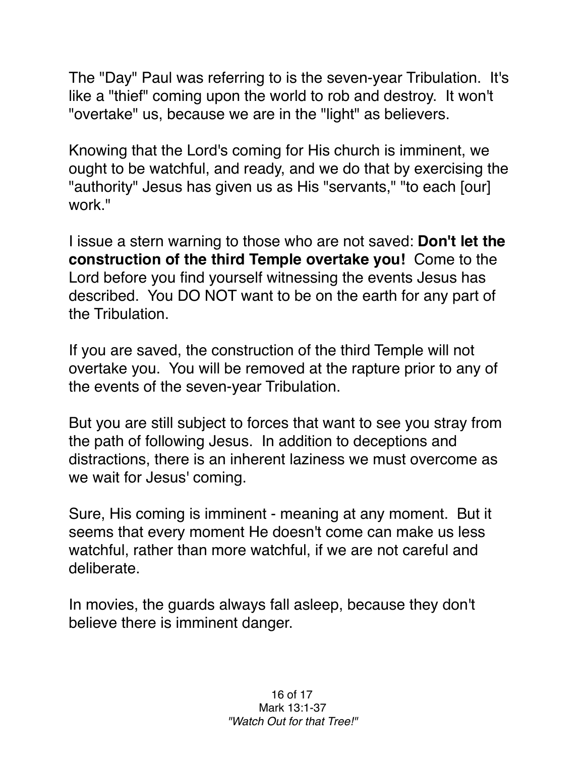The "Day" Paul was referring to is the seven-year Tribulation. It's like a "thief" coming upon the world to rob and destroy. It won't "overtake" us, because we are in the "light" as believers.

Knowing that the Lord's coming for His church is imminent, we ought to be watchful, and ready, and we do that by exercising the "authority" Jesus has given us as His "servants," "to each [our] work."

I issue a stern warning to those who are not saved: **Don't let the construction of the third Temple overtake you!** Come to the Lord before you find yourself witnessing the events Jesus has described. You DO NOT want to be on the earth for any part of the Tribulation.

If you are saved, the construction of the third Temple will not overtake you. You will be removed at the rapture prior to any of the events of the seven-year Tribulation.

But you are still subject to forces that want to see you stray from the path of following Jesus. In addition to deceptions and distractions, there is an inherent laziness we must overcome as we wait for Jesus' coming.

Sure, His coming is imminent - meaning at any moment. But it seems that every moment He doesn't come can make us less watchful, rather than more watchful, if we are not careful and deliberate.

In movies, the guards always fall asleep, because they don't believe there is imminent danger.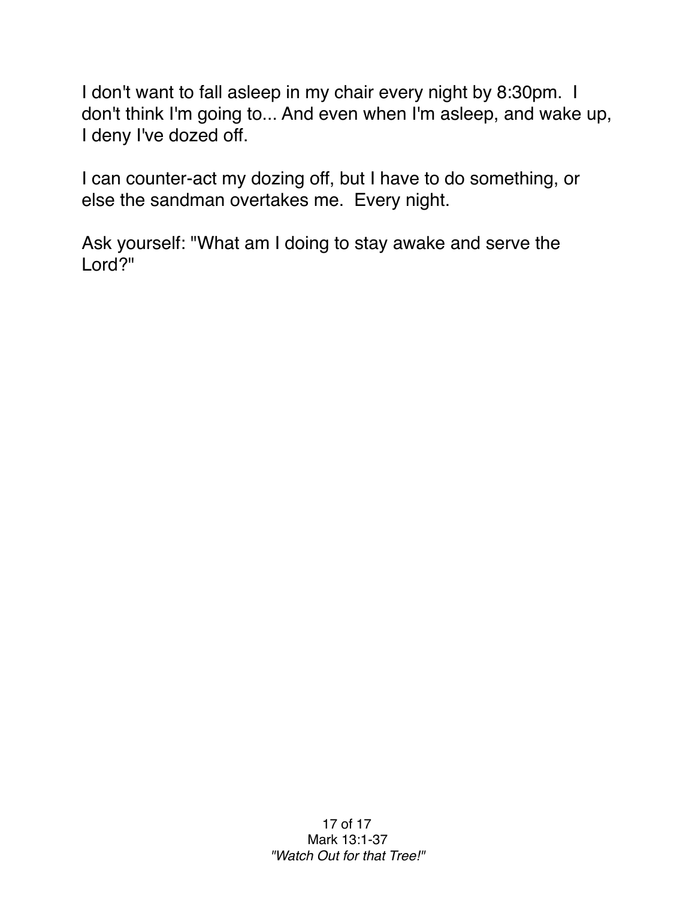I don't want to fall asleep in my chair every night by 8:30pm.  I don't think I'm going to... And even when I'm asleep, and wake up, I deny I've dozed off.

I can counter-act my dozing off, but I have to do something, or else the sandman overtakes me.  Every night.

Ask yourself: "What am I doing to stay awake and serve the Lord?"